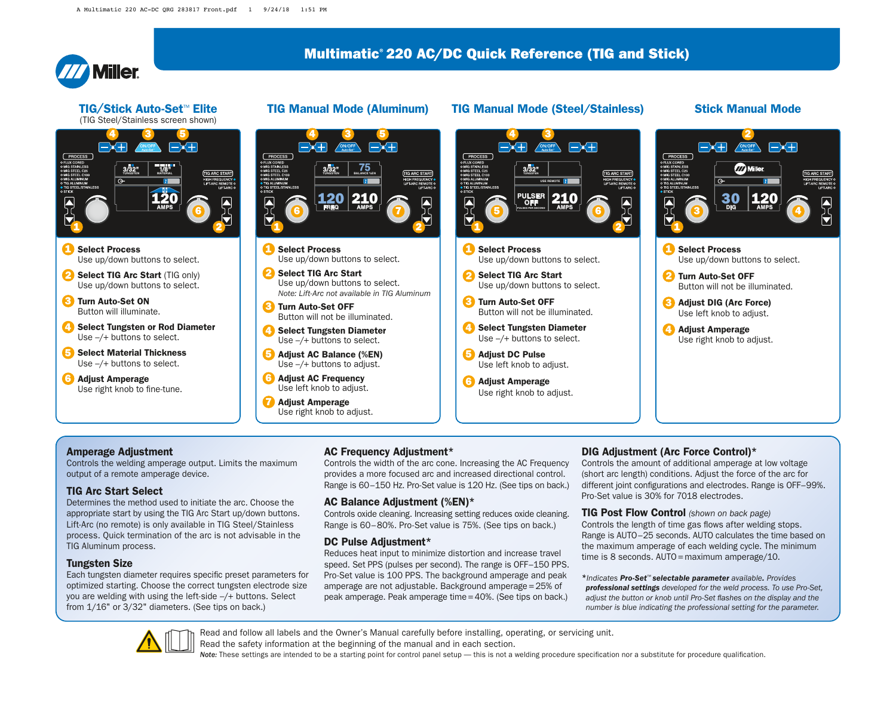# Multimatic® 220 AC/DC Quick Reference (TIG and Stick)

## TIG/Stick Auto-Set™ Elite

(TIG Steel/Stainless screen shown)

1. **Select Process**
   Use up/down buttons to select.
2. **Select TIG Arc Start** (TIG only)
   Use up/down buttons to select.
3. **Turn Auto-Set ON**
   Button will illuminate.
4. **Select Tungsten or Rod Diameter**
   Use –/+ buttons to select.
5. **Select Material Thickness**
   Use –/+ buttons to select.
6. **Adjust Amperage**
   Use right knob to fine-tune.

## TIG Manual Mode (Aluminum)

1. **Select Process**
   Use up/down buttons to select.
2. **Select TIG Arc Start**
   Use up/down buttons to select.
   *Note: Lift-Arc not available in TIG Aluminum*
3. **Turn Auto-Set OFF**
   Button will not be illuminated.
4. **Select Tungsten Diameter**
   Use –/+ buttons to select.
5. **Adjust AC Balance (%EN)**
   Use –/+ buttons to adjust.
6. **Adjust AC Frequency**
   Use left knob to adjust.
7. **Adjust Amperage**
   Use right knob to adjust.

## TIG Manual Mode (Steel/Stainless)

1. **Select Process**
   Use up/down buttons to select.
2. **Select TIG Arc Start**
   Use up/down buttons to select.
3. **Turn Auto-Set OFF**
   Button will not be illuminated.
4. **Select Tungsten Diameter**
   Use –/+ buttons to select.
5. **Adjust DC Pulse**
   Use left knob to adjust.
6. **Adjust Amperage**
   Use right knob to adjust.

## Stick Manual Mode

1. **Select Process**
   Use up/down buttons to select.
2. **Turn Auto-Set OFF**
   Button will not be illuminated.
3. **Adjust DIG (Arc Force)**
   Use left knob to adjust.
4. **Adjust Amperage**
   Use right knob to adjust.

### Amperage Adjustment

Controls the welding amperage output. Limits the maximum output of a remote amperage device.

### TIG Arc Start Select

Determines the method used to initiate the arc. Choose the appropriate start by using the TIG Arc Start up/down buttons. Lift-Arc (no remote) is only available in TIG Steel/Stainless process. Quick termination of the arc is not advisable in the TIG Aluminum process.

### Tungsten Size

Each tungsten diameter requires specific preset parameters for optimized starting. Choose the correct tungsten electrode size you are welding with using the left-side –/+ buttons. Select from 1/16" or 3/32" diameters. (See tips on back.)

### AC Frequency Adjustment*

Controls the width of the arc cone. Increasing the AC Frequency provides a more focused arc and increased directional control. Range is 60–150 Hz. Pro-Set value is 120 Hz. (See tips on back.)

### AC Balance Adjustment (%EN)*

Controls oxide cleaning. Increasing setting reduces oxide cleaning. Range is 60–80%. Pro-Set value is 75%. (See tips on back.)

### DC Pulse Adjustment*

Reduces heat input to minimize distortion and increase travel speed. Set PPS (pulses per second). The range is OFF–150 PPS. Pro-Set value is 100 PPS. The background amperage and peak amperage are not adjustable. Background amperage = 25% of peak amperage. Peak amperage time = 40%. (See tips on back.)

### DIG Adjustment (Arc Force Control)*

Controls the amount of additional amperage at low voltage (short arc length) conditions. Adjust the force of the arc for different joint configurations and electrodes. Range is OFF–99%. Pro-Set value is 30% for 7018 electrodes.

### TIG Post Flow Control *(shown on back page)*

Controls the length of time gas flows after welding stops. Range is AUTO–25 seconds. AUTO calculates the time based on the maximum amperage of each welding cycle. The minimum time is 8 seconds. AUTO = maximum amperage/10.

*\*Indicates **Pro-Set™ selectable parameter** available. Provides **professional settings** developed for the weld process. To use Pro-Set, adjust the button or knob until Pro-Set flashes on the display and the number is blue indicating the professional setting for the parameter.*

Read and follow all labels and the Owner's Manual carefully before installing, operating, or servicing unit. Read the safety information at the beginning of the manual and in each section.

*Note:* These settings are intended to be a starting point for control panel setup — this is not a welding procedure specification nor a substitute for procedure qualification.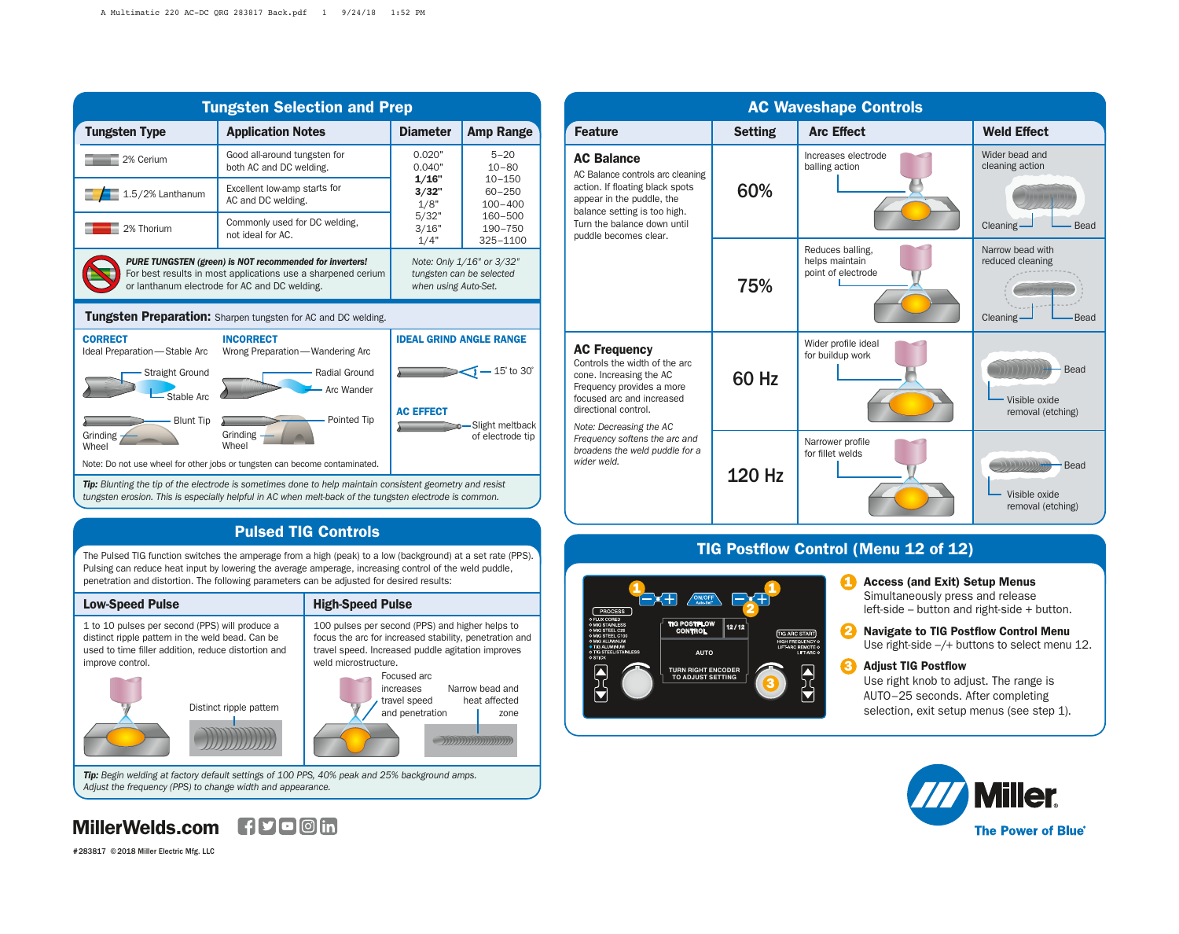## Tungsten Selection and Prep

| Tungsten Type | Application Notes | Diameter | Amp Range |
|---|---|---|---|
| 2% Cerium | Good all-around tungsten for both AC and DC welding. | 0.020" | 5–20 |
| | | 0.040" | 10–80 |
| 1.5/2% Lanthanum | Excellent low-amp starts for AC and DC welding. | **1/16"** | 10–150 |
| | | **3/32"** | 60–250 |
| | | 1/8" | 100–400 |
| 2% Thorium | Commonly used for DC welding, not ideal for AC. | 5/32" | 160–500 |
| | | 3/16" | 190–750 |
| | | 1/4" | 325–1100 |

***PURE TUNGSTEN (green) is NOT recommended for inverters!*** For best results in most applications use a sharpened cerium or lanthanum electrode for AC and DC welding.

*Note: Only 1/16" or 3/32" tungsten can be selected when using Auto-Set.*

### Tungsten Preparation: Sharpen tungsten for AC and DC welding.

**CORRECT**
Ideal Preparation—Stable Arc

Straight Ground
Stable Arc
Blunt Tip
Grinding Wheel

**INCORRECT**
Wrong Preparation—Wandering Arc

Radial Ground
Arc Wander
Pointed Tip
Grinding Wheel

**IDEAL GRIND ANGLE RANGE**

15° to 30°

**AC EFFECT**

Slight meltback of electrode tip

Note: Do not use wheel for other jobs or tungsten can become contaminated.

***Tip:*** *Blunting the tip of the electrode is sometimes done to help maintain consistent geometry and resist tungsten erosion. This is especially helpful in AC when melt-back of the tungsten electrode is common.*

## Pulsed TIG Controls

The Pulsed TIG function switches the amperage from a high (peak) to a low (background) at a set rate (PPS). Pulsing can reduce heat input by lowering the average amperage, increasing control of the weld puddle, penetration and distortion. The following parameters can be adjusted for desired results:

### Low-Speed Pulse

1 to 10 pulses per second (PPS) will produce a distinct ripple pattern in the weld bead. Can be used to time filler addition, reduce distortion and improve control.

Distinct ripple pattern

### High-Speed Pulse

100 pulses per second (PPS) and higher helps to focus the arc for increased stability, penetration and travel speed. Increased puddle agitation improves weld microstructure.

Focused arc increases travel speed and penetration

Narrow bead and heat affected zone

***Tip:*** *Begin welding at factory default settings of 100 PPS, 40% peak and 25% background amps. Adjust the frequency (PPS) to change width and appearance.*

## AC Waveshape Controls

| Feature | Setting | Arc Effect | Weld Effect |
|---|---|---|---|
| **AC Balance** AC Balance controls arc cleaning action. If floating black spots appear in the puddle, the balance setting is too high. Turn the balance down until puddle becomes clear. | 60% | Increases electrode balling action | Wider bead and cleaning action (Cleaning, Bead) |
| | 75% | Reduces balling, helps maintain point of electrode | Narrow bead with reduced cleaning (Cleaning, Bead) |
| **AC Frequency** Controls the width of the arc cone. Increasing the AC Frequency provides a more focused arc and increased directional control. *Note: Decreasing the AC Frequency softens the arc and broadens the weld puddle for a wider weld.* | 60 Hz | Wider profile ideal for buildup work | Bead; Visible oxide removal (etching) |
| | 120 Hz | Narrower profile for fillet welds | Bead; Visible oxide removal (etching) |

## TIG Postflow Control (Menu 12 of 12)

PROCESS: FLUX CORED, MIG STAINLESS, MIG STEEL C25, MIG STEEL C100, MIG ALUMINUM, TIG ALUMINUM, TIG STEEL/STAINLESS, STICK
ON/OFF Auto-Set
TIG POSTFLOW CONTROL 12/12
AUTO
TURN RIGHT ENCODER TO ADJUST SETTING
TIG ARC START: HIGH FREQUENCY, LIFT-ARC REMOTE, LIFT-ARC

1. **Access (and Exit) Setup Menus**
   Simultaneously press and release left-side – button and right-side + button.
2. **Navigate to TIG Postflow Control Menu**
   Use right-side –/+ buttons to select menu 12.
3. **Adjust TIG Postflow**
   Use right knob to adjust. The range is AUTO–25 seconds. After completing selection, exit setup menus (see step 1).

**MillerWelds.com**

#283817 ©2018 Miller Electric Mfg. LLC

Miller
The Power of Blue®